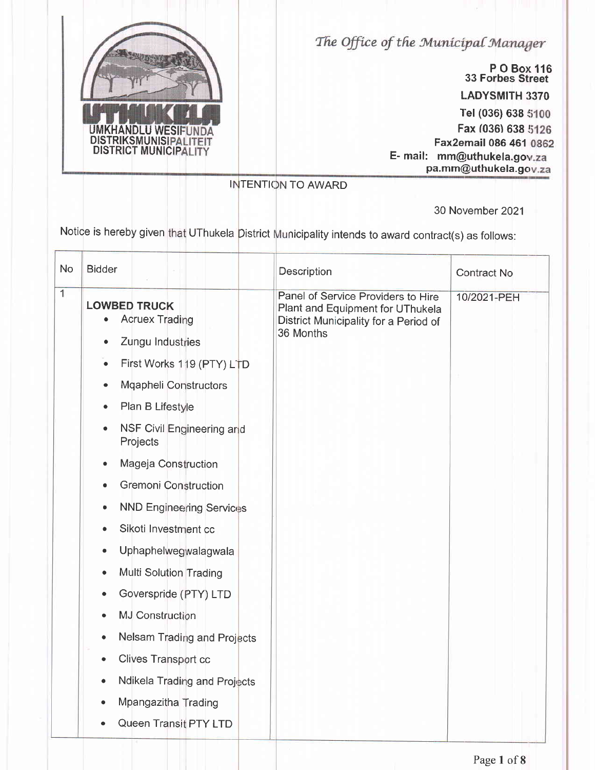UMKHANDLU WESIFUNDA
DISTRIKSMUNISIPALITEIT
DISTRICT MUNICIPALITY

*The Office of the Municipal Manager*

**P O Box 116**
**33 Forbes Street**
**LADYSMITH 3370**
**Tel (036) 638 5100**
**Fax (036) 638 5126**
**Fax2email 086 461 0862**
**E- mail: mm@uthukela.gov.za**
**pa.mm@uthukela.gov.za**

INTENTION TO AWARD

30 November 2021

Notice is hereby given that UThukela District Municipality intends to award contract(s) as follows:

| No | Bidder | Description | Contract No |
|---|---|---|---|
| 1 | **LOWBED TRUCK**<br>• Acruex Trading<br>• Zungu Industries<br>• First Works 119 (PTY) LTD<br>• Mqapheli Constructors<br>• Plan B Lifestyle<br>• NSF Civil Engineering and Projects<br>• Mageja Construction<br>• Gremoni Construction<br>• NND Engineering Services<br>• Sikoti Investment cc<br>• Uphaphelwegwalagwala<br>• Multi Solution Trading<br>• Goverspride (PTY) LTD<br>• MJ Construction<br>• Nelsam Trading and Projects<br>• Clives Transport cc<br>• Ndikela Trading and Projects<br>• Mpangazitha Trading<br>• Queen Transit PTY LTD | Panel of Service Providers to Hire Plant and Equipment for UThukela District Municipality for a Period of 36 Months | 10/2021-PEH |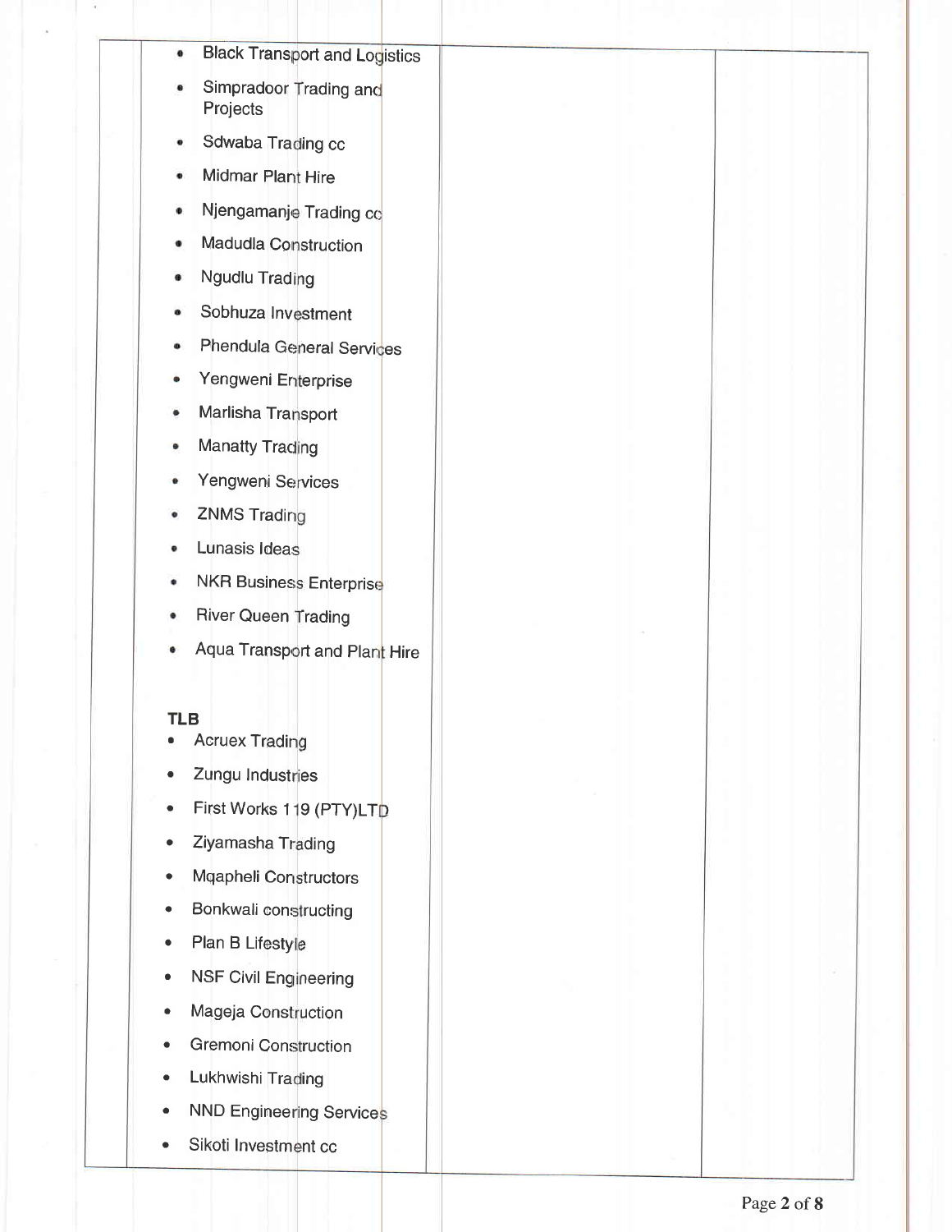- Black Transport and Logistics
- Simpradoor Trading and Projects
- Sdwaba Trading cc
- Midmar Plant Hire
- Njengamanje Trading cc
- Madudla Construction
- Ngudlu Trading
- Sobhuza Investment
- Phendula General Services
- Yengweni Enterprise
- Marlisha Transport
- Manatty Trading
- Yengweni Services
- ZNMS Trading
- Lunasis Ideas
- NKR Business Enterprise
- River Queen Trading
- Aqua Transport and Plant Hire

**TLB**

- Acruex Trading
- Zungu Industries
- First Works 119 (PTY)LTD
- Ziyamasha Trading
- Mqapheli Constructors
- Bonkwali constructing
- Plan B Lifestyle
- NSF Civil Engineering
- Mageja Construction
- Gremoni Construction
- Lukhwishi Trading
- NND Engineering Services
- Sikoti Investment cc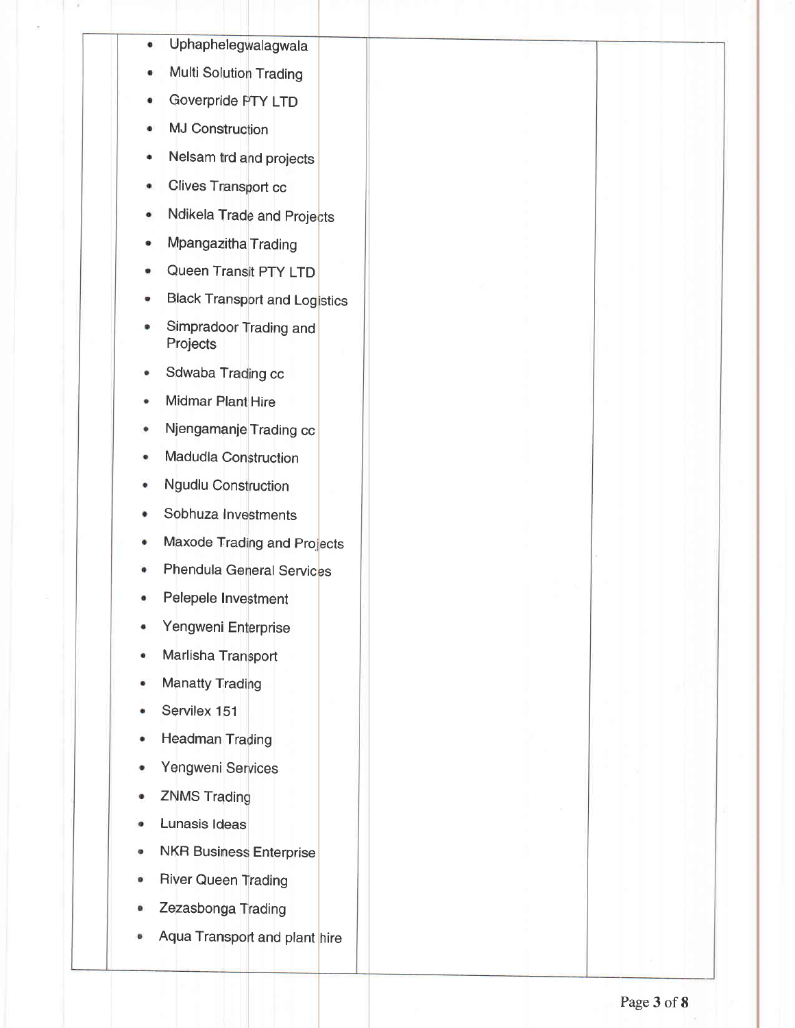|  | • Uphaphelegwalagwala<br>• Multi Solution Trading<br>• Goverpride PTY LTD<br>• MJ Construction<br>• Nelsam trd and projects<br>• Clives Transport cc<br>• Ndikela Trade and Projects<br>• Mpangazitha Trading<br>• Queen Transit PTY LTD<br>• Black Transport and Logistics<br>• Simpradoor Trading and Projects<br>• Sdwaba Trading cc<br>• Midmar Plant Hire<br>• Njengamanje Trading cc<br>• Madudla Construction<br>• Ngudlu Construction<br>• Sobhuza Investments<br>• Maxode Trading and Projects<br>• Phendula General Services<br>• Pelepele Investment<br>• Yengweni Enterprise<br>• Marlisha Transport<br>• Manatty Trading<br>• Servilex 151<br>• Headman Trading<br>• Yengweni Services<br>• ZNMS Trading<br>• Lunasis Ideas<br>• NKR Business Enterprise<br>• River Queen Trading<br>• Zezasbonga Trading<br>• Aqua Transport and plant hire |  |  |
|---|---|---|---|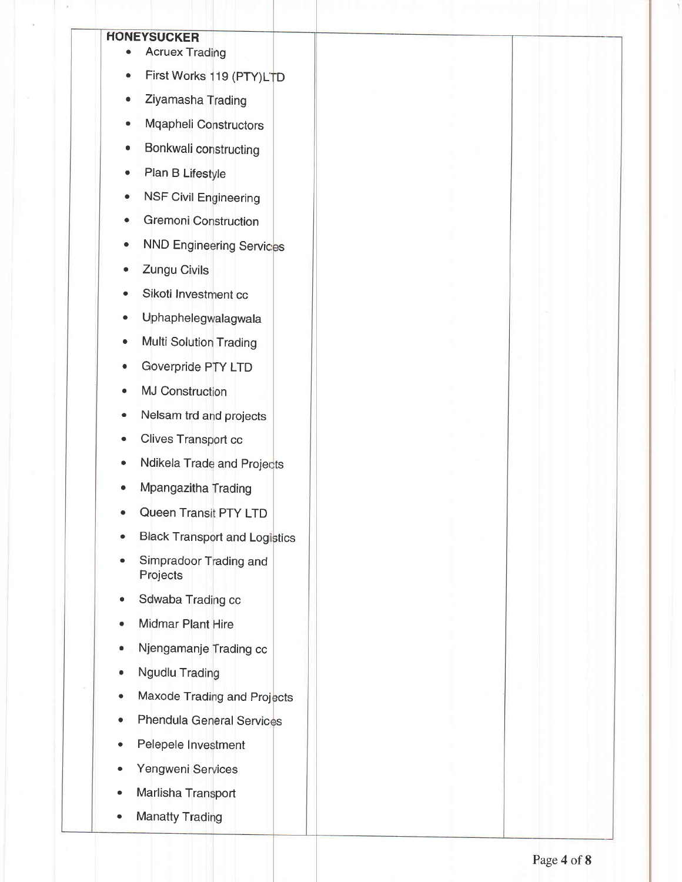| | | |
|---|---|---|
| **HONEYSUCKER**<br>• Acruex Trading<br>• First Works 119 (PTY)LTD<br>• Ziyamasha Trading<br>• Mqapheli Constructors<br>• Bonkwali constructing<br>• Plan B Lifestyle<br>• NSF Civil Engineering<br>• Gremoni Construction<br>• NND Engineering Services<br>• Zungu Civils<br>• Sikoti Investment cc<br>• Uphaphelegwalagwala<br>• Multi Solution Trading<br>• Goverpride PTY LTD<br>• MJ Construction<br>• Nelsam trd and projects<br>• Clives Transport cc<br>• Ndikela Trade and Projects<br>• Mpangazitha Trading<br>• Queen Transit PTY LTD<br>• Black Transport and Logistics<br>• Simpradoor Trading and Projects<br>• Sdwaba Trading cc<br>• Midmar Plant Hire<br>• Njengamanje Trading cc<br>• Ngudlu Trading<br>• Maxode Trading and Projects<br>• Phendula General Services<br>• Pelepele Investment<br>• Yengweni Services<br>• Marlisha Transport<br>• Manatty Trading | | |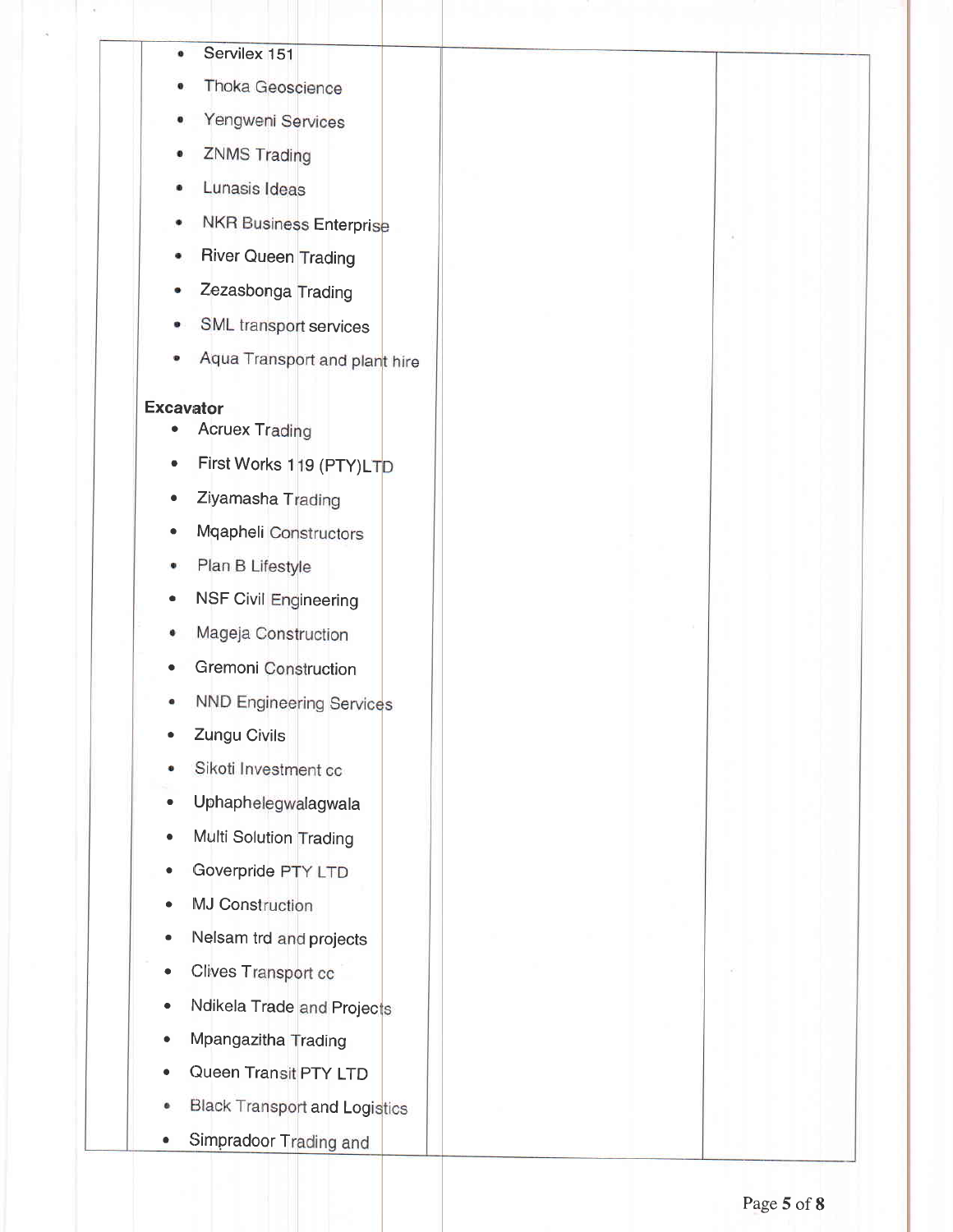- Servilex 151
- Thoka Geoscience
- Yengweni Services
- ZNMS Trading
- Lunasis Ideas
- NKR Business Enterprise
- River Queen Trading
- Zezasbonga Trading
- SML transport services
- Aqua Transport and plant hire

**Excavator**

- Acruex Trading
- First Works 119 (PTY)LTD
- Ziyamasha Trading
- Mqapheli Constructors
- Plan B Lifestyle
- NSF Civil Engineering
- Mageja Construction
- Gremoni Construction
- NND Engineering Services
- Zungu Civils
- Sikoti Investment cc
- Uphaphelegwalagwala
- Multi Solution Trading
- Goverpride PTY LTD
- MJ Construction
- Nelsam trd and projects
- Clives Transport cc
- Ndikela Trade and Projects
- Mpangazitha Trading
- Queen Transit PTY LTD
- Black Transport and Logistics
- Simpradoor Trading and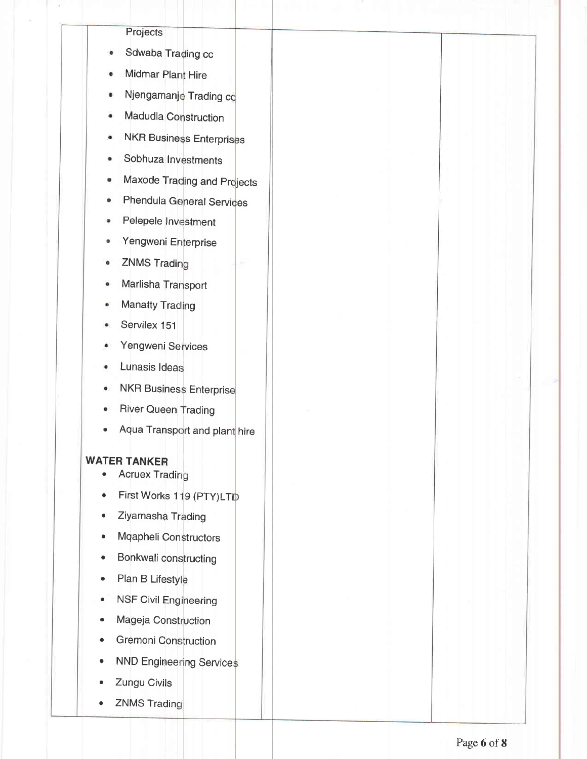| | Projects<br>• Sdwaba Trading cc<br>• Midmar Plant Hire<br>• Njengamanje Trading cc<br>• Madudla Construction<br>• NKR Business Enterprises<br>• Sobhuza Investments<br>• Maxode Trading and Projects<br>• Phendula General Services<br>• Pelepele Investment<br>• Yengweni Enterprise<br>• ZNMS Trading<br>• Marlisha Transport<br>• Manatty Trading<br>• Servilex 151<br>• Yengweni Services<br>• Lunasis Ideas<br>• NKR Business Enterprise<br>• River Queen Trading<br>• Aqua Transport and plant hire<br><br>**WATER TANKER**<br>• Acruex Trading<br>• First Works 119 (PTY)LTD<br>• Ziyamasha Trading<br>• Mqapheli Constructors<br>• Bonkwali constructing<br>• Plan B Lifestyle<br>• NSF Civil Engineering<br>• Mageja Construction<br>• Gremoni Construction<br>• NND Engineering Services<br>• Zungu Civils<br>• ZNMS Trading | | |
|---|---|---|---|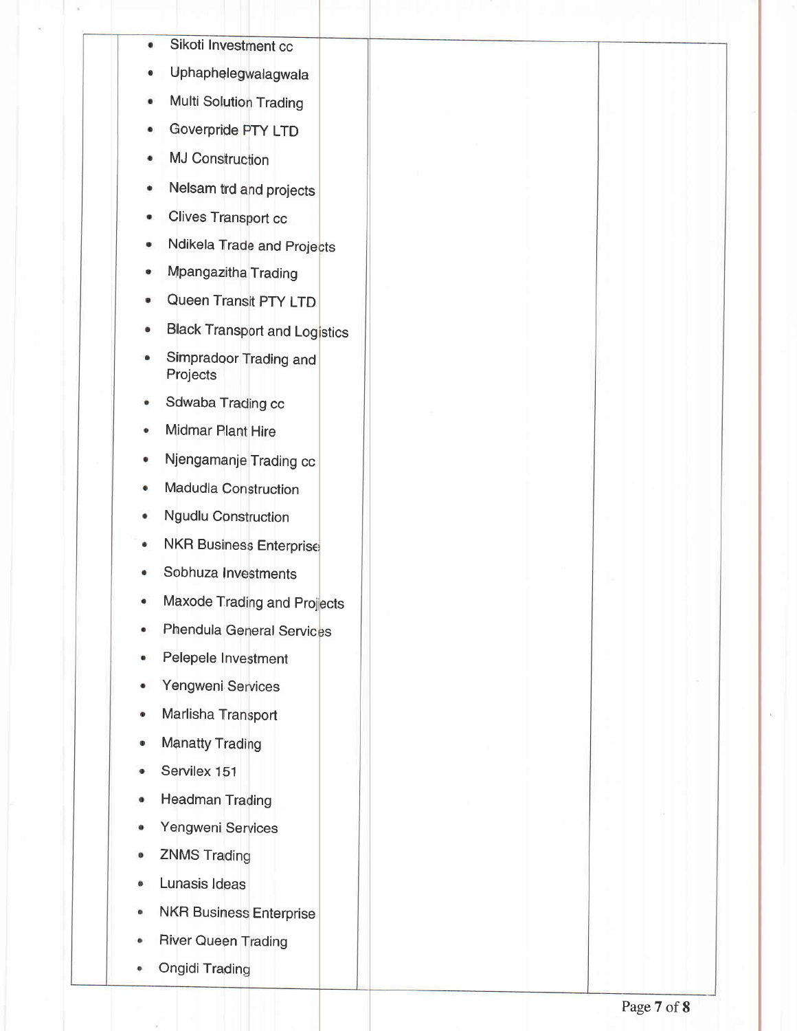- Sikoti Investment cc
- Uphaphelegwalagwala
- Multi Solution Trading
- Goverpride PTY LTD
- MJ Construction
- Nelsam trd and projects
- Clives Transport cc
- Ndikela Trade and Projects
- Mpangazitha Trading
- Queen Transit PTY LTD
- Black Transport and Logistics
- Simpradoor Trading and Projects
- Sdwaba Trading cc
- Midmar Plant Hire
- Njengamanje Trading cc
- Madudla Construction
- Ngudlu Construction
- NKR Business Enterprise
- Sobhuza Investments
- Maxode Trading and Projects
- Phendula General Services
- Pelepele Investment
- Yengweni Services
- Marlisha Transport
- Manatty Trading
- Servilex 151
- Headman Trading
- Yengweni Services
- ZNMS Trading
- Lunasis Ideas
- NKR Business Enterprise
- River Queen Trading
- Ongidi Trading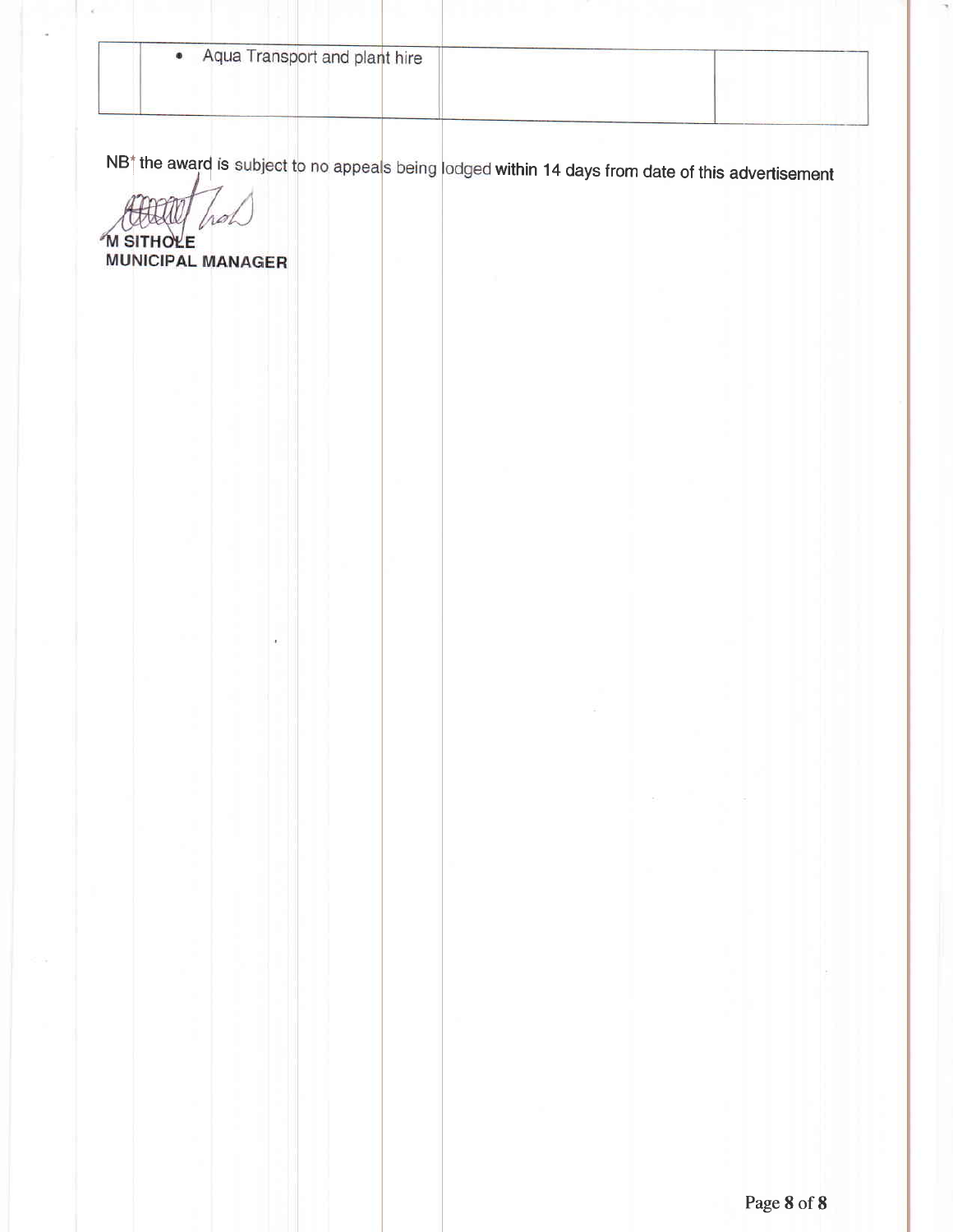| | | | |
|---|---|---|---|
| | • Aqua Transport and plant hire | | |

NB* the award is subject to no appeals being lodged within 14 days from date of this advertisement

**M SITHOLE**
**MUNICIPAL MANAGER**